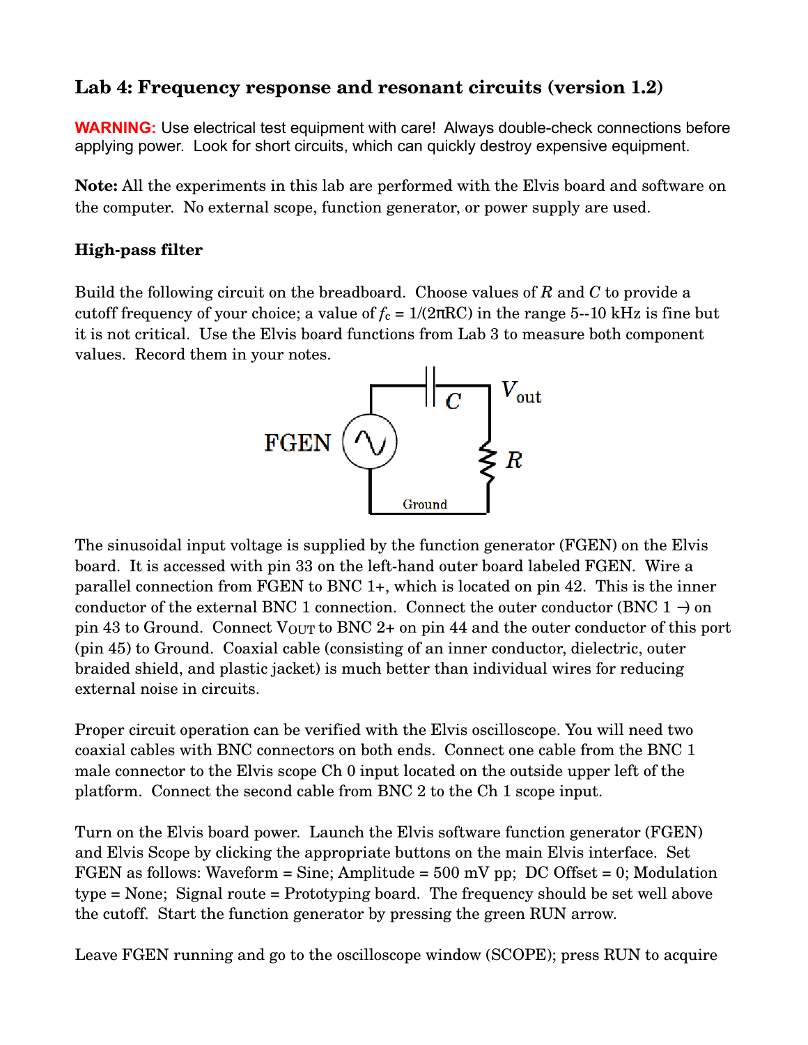# Lab 4: Frequency response and resonant circuits (version 1.2)

**WARNING:** Use electrical test equipment with care! Always double-check connections before applying power. Look for short circuits, which can quickly destroy expensive equipment.

**Note:** All the experiments in this lab are performed with the Elvis board and software on the computer. No external scope, function generator, or power supply are used.

### High-pass filter

Build the following circuit on the breadboard. Choose values of $R$ and $C$ to provide a cutoff frequency of your choice; a value of $f_c = 1/(2\pi RC)$ in the range 5--10 kHz is fine but it is not critical. Use the Elvis board functions from Lab 3 to measure both component values. Record them in your notes.

The sinusoidal input voltage is supplied by the function generator (FGEN) on the Elvis board. It is accessed with pin 33 on the left-hand outer board labeled FGEN. Wire a parallel connection from FGEN to BNC 1+, which is located on pin 42. This is the inner conductor of the external BNC 1 connection. Connect the outer conductor (BNC 1 −) on pin 43 to Ground. Connect $V_{OUT}$ to BNC 2+ on pin 44 and the outer conductor of this port (pin 45) to Ground. Coaxial cable (consisting of an inner conductor, dielectric, outer braided shield, and plastic jacket) is much better than individual wires for reducing external noise in circuits.

Proper circuit operation can be verified with the Elvis oscilloscope. You will need two coaxial cables with BNC connectors on both ends. Connect one cable from the BNC 1 male connector to the Elvis scope Ch 0 input located on the outside upper left of the platform. Connect the second cable from BNC 2 to the Ch 1 scope input.

Turn on the Elvis board power. Launch the Elvis software function generator (FGEN) and Elvis Scope by clicking the appropriate buttons on the main Elvis interface. Set FGEN as follows: Waveform = Sine; Amplitude = 500 mV pp; DC Offset = 0; Modulation type = None; Signal route = Prototyping board. The frequency should be set well above the cutoff. Start the function generator by pressing the green RUN arrow.

Leave FGEN running and go to the oscilloscope window (SCOPE); press RUN to acquire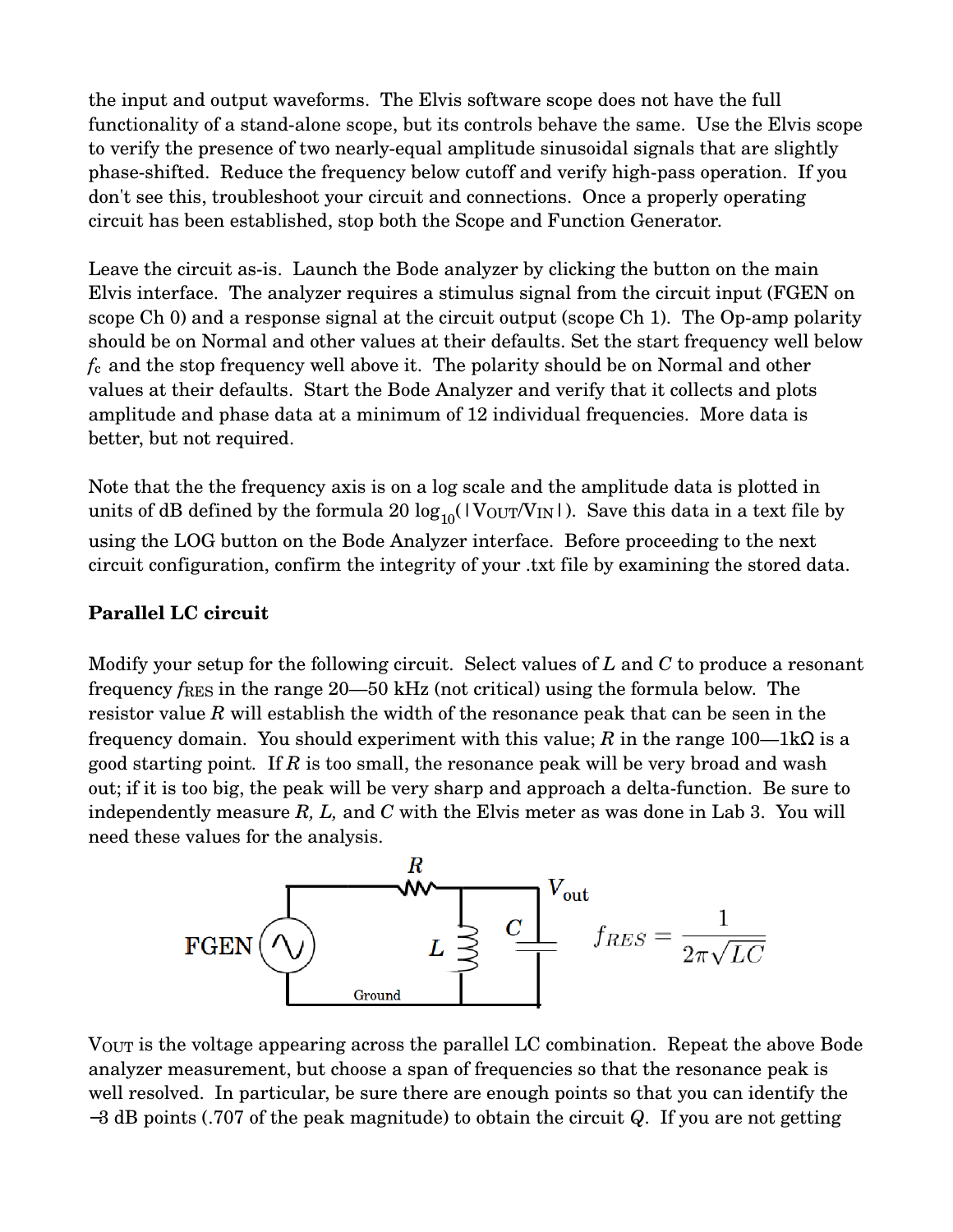the input and output waveforms. The Elvis software scope does not have the full functionality of a stand-alone scope, but its controls behave the same. Use the Elvis scope to verify the presence of two nearly-equal amplitude sinusoidal signals that are slightly phase-shifted. Reduce the frequency below cutoff and verify high-pass operation. If you don't see this, troubleshoot your circuit and connections. Once a properly operating circuit has been established, stop both the Scope and Function Generator.

Leave the circuit as-is. Launch the Bode analyzer by clicking the button on the main Elvis interface. The analyzer requires a stimulus signal from the circuit input (FGEN on scope Ch 0) and a response signal at the circuit output (scope Ch 1). The Op-amp polarity should be on Normal and other values at their defaults. Set the start frequency well below $f_c$ and the stop frequency well above it. The polarity should be on Normal and other values at their defaults. Start the Bode Analyzer and verify that it collects and plots amplitude and phase data at a minimum of 12 individual frequencies. More data is better, but not required.

Note that the the frequency axis is on a log scale and the amplitude data is plotted in units of dB defined by the formula $20 \log_{10}(|V_{OUT}/V_{IN}|)$. Save this data in a text file by using the LOG button on the Bode Analyzer interface. Before proceeding to the next circuit configuration, confirm the integrity of your .txt file by examining the stored data.

**Parallel LC circuit**

Modify your setup for the following circuit. Select values of $L$ and $C$ to produce a resonant frequency $f_{RES}$ in the range 20—50 kHz (not critical) using the formula below. The resistor value $R$ will establish the width of the resonance peak that can be seen in the frequency domain. You should experiment with this value; $R$ in the range 100—1kΩ is a good starting point. If $R$ is too small, the resonance peak will be very broad and wash out; if it is too big, the peak will be very sharp and approach a delta-function. Be sure to independently measure $R$, $L$, and $C$ with the Elvis meter as was done in Lab 3. You will need these values for the analysis.

$$f_{RES} = \frac{1}{2\pi\sqrt{LC}}$$

$V_{OUT}$ is the voltage appearing across the parallel LC combination. Repeat the above Bode analyzer measurement, but choose a span of frequencies so that the resonance peak is well resolved. In particular, be sure there are enough points so that you can identify the −3 dB points (.707 of the peak magnitude) to obtain the circuit $Q$. If you are not getting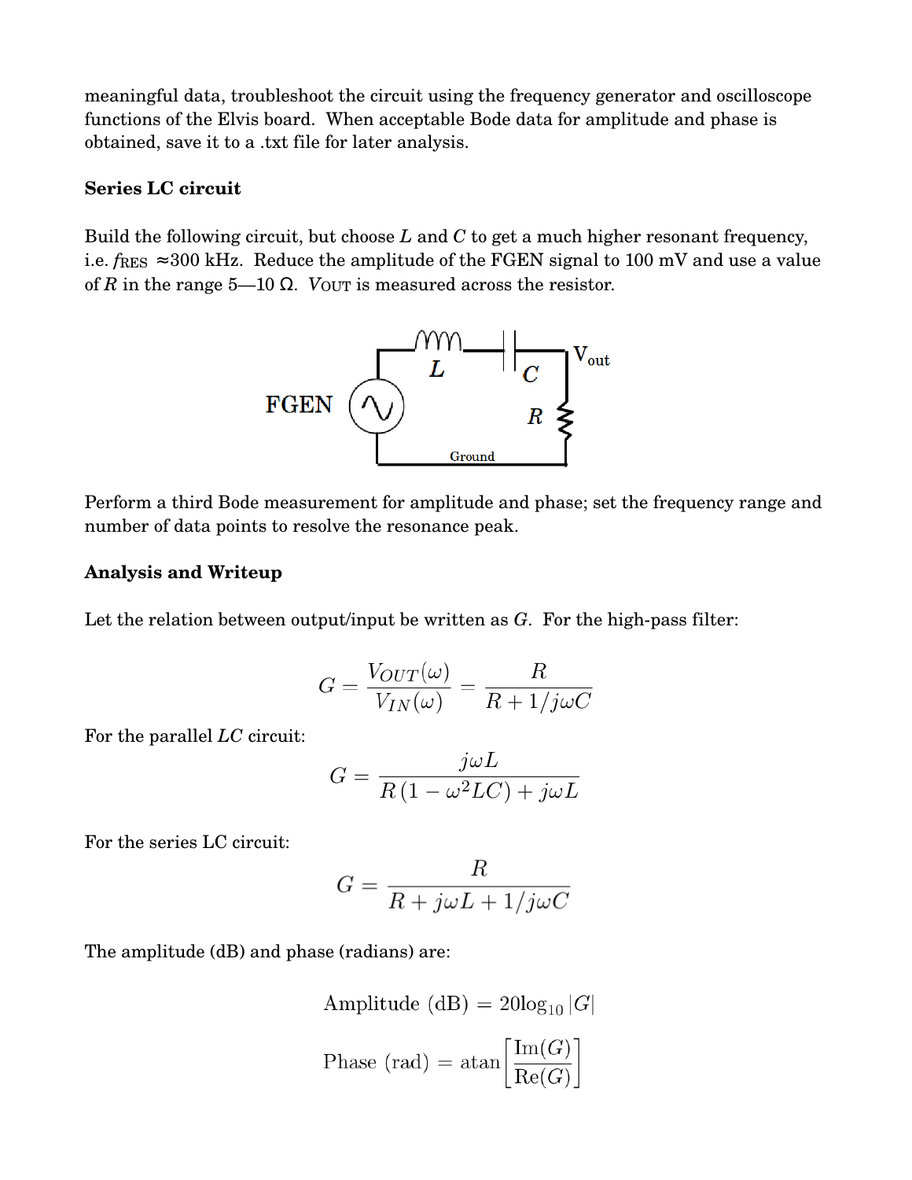meaningful data, troubleshoot the circuit using the frequency generator and oscilloscope functions of the Elvis board. When acceptable Bode data for amplitude and phase is obtained, save it to a .txt file for later analysis.

**Series LC circuit**

Build the following circuit, but choose $L$ and $C$ to get a much higher resonant frequency, i.e. $f_{RES}$ ≈300 kHz. Reduce the amplitude of the FGEN signal to 100 mV and use a value of $R$ in the range 5—10 Ω. $V_{OUT}$ is measured across the resistor.

Perform a third Bode measurement for amplitude and phase; set the frequency range and number of data points to resolve the resonance peak.

**Analysis and Writeup**

Let the relation between output/input be written as $G$. For the high-pass filter:

$$G = \frac{V_{OUT}(\omega)}{V_{IN}(\omega)} = \frac{R}{R + 1/j\omega C}$$

For the parallel $LC$ circuit:

$$G = \frac{j\omega L}{R(1 - \omega^2 LC) + j\omega L}$$

For the series LC circuit:

$$G = \frac{R}{R + j\omega L + 1/j\omega C}$$

The amplitude (dB) and phase (radians) are:

$$\text{Amplitude (dB)} = 20\log_{10}|G|$$

$$\text{Phase (rad)} = \text{atan}\left[\frac{\text{Im}(G)}{\text{Re}(G)}\right]$$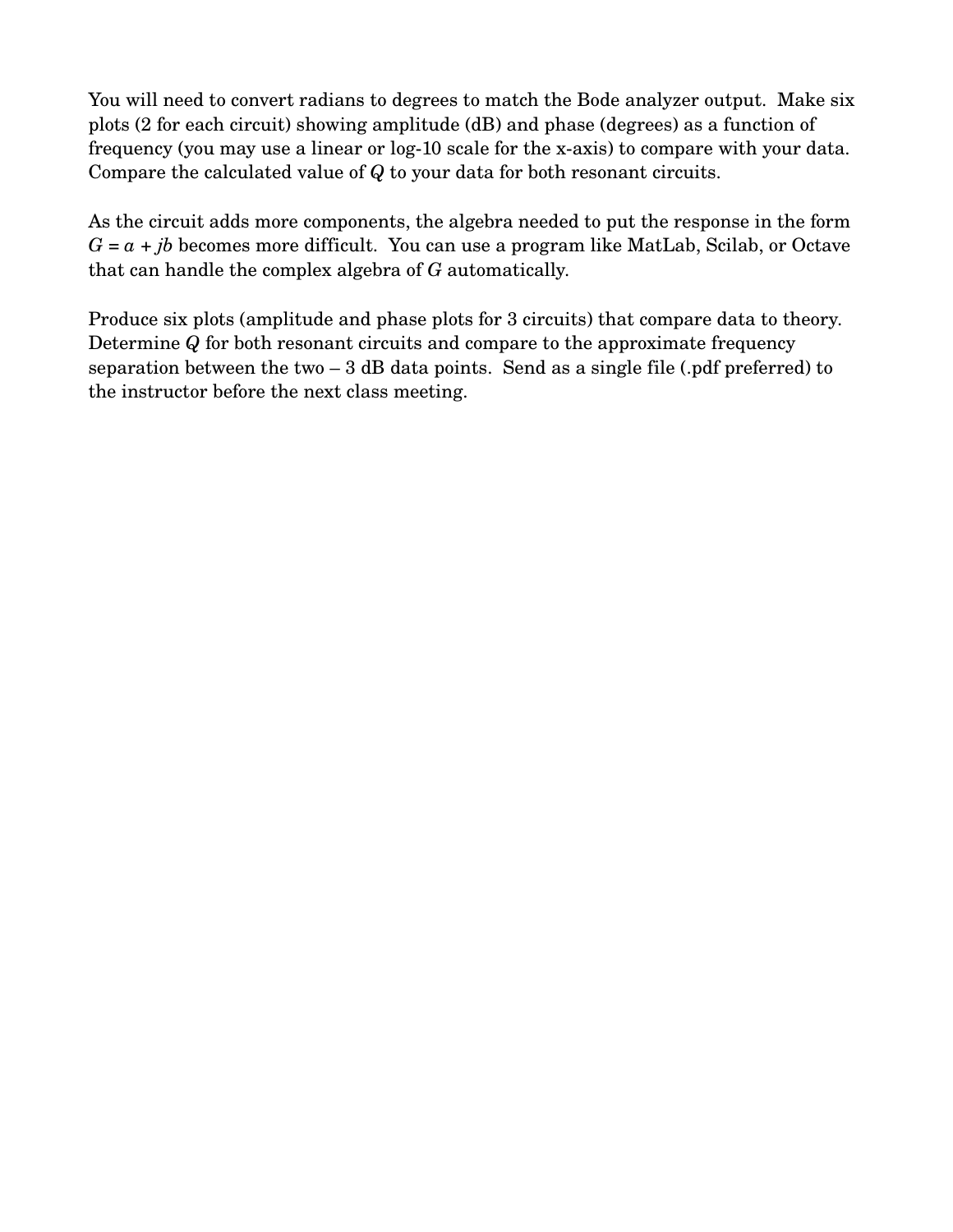You will need to convert radians to degrees to match the Bode analyzer output. Make six plots (2 for each circuit) showing amplitude (dB) and phase (degrees) as a function of frequency (you may use a linear or log-10 scale for the x-axis) to compare with your data. Compare the calculated value of $Q$ to your data for both resonant circuits.

As the circuit adds more components, the algebra needed to put the response in the form $G = a + jb$ becomes more difficult. You can use a program like MatLab, Scilab, or Octave that can handle the complex algebra of $G$ automatically.

Produce six plots (amplitude and phase plots for 3 circuits) that compare data to theory. Determine $Q$ for both resonant circuits and compare to the approximate frequency separation between the two – 3 dB data points. Send as a single file (.pdf preferred) to the instructor before the next class meeting.